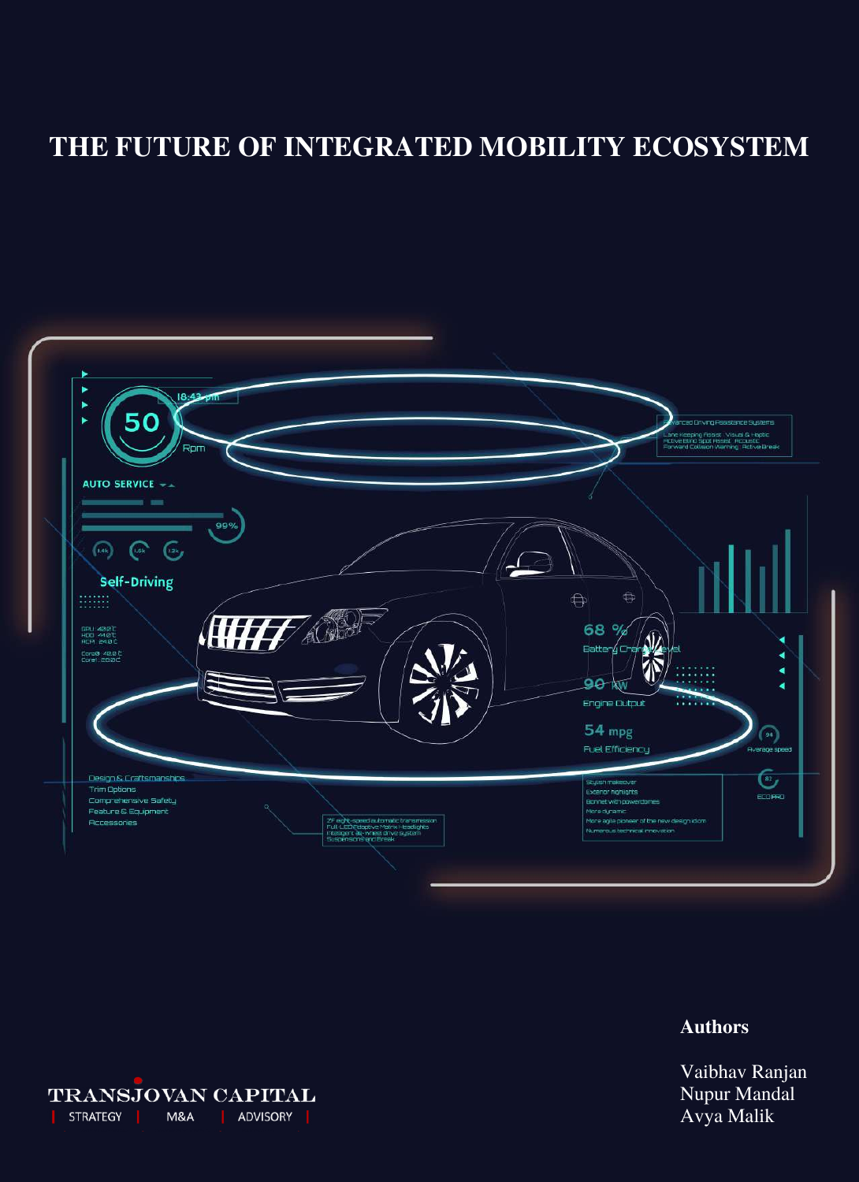# THE FUTURE OF INTEGRATED MOBILITY ECOSYSTEM

**Authors**

Vaibhav Ranjan
Nupur Mandal
Avya Malik

TRANSJOVAN CAPITAL
STRATEGY | M&A | ADVISORY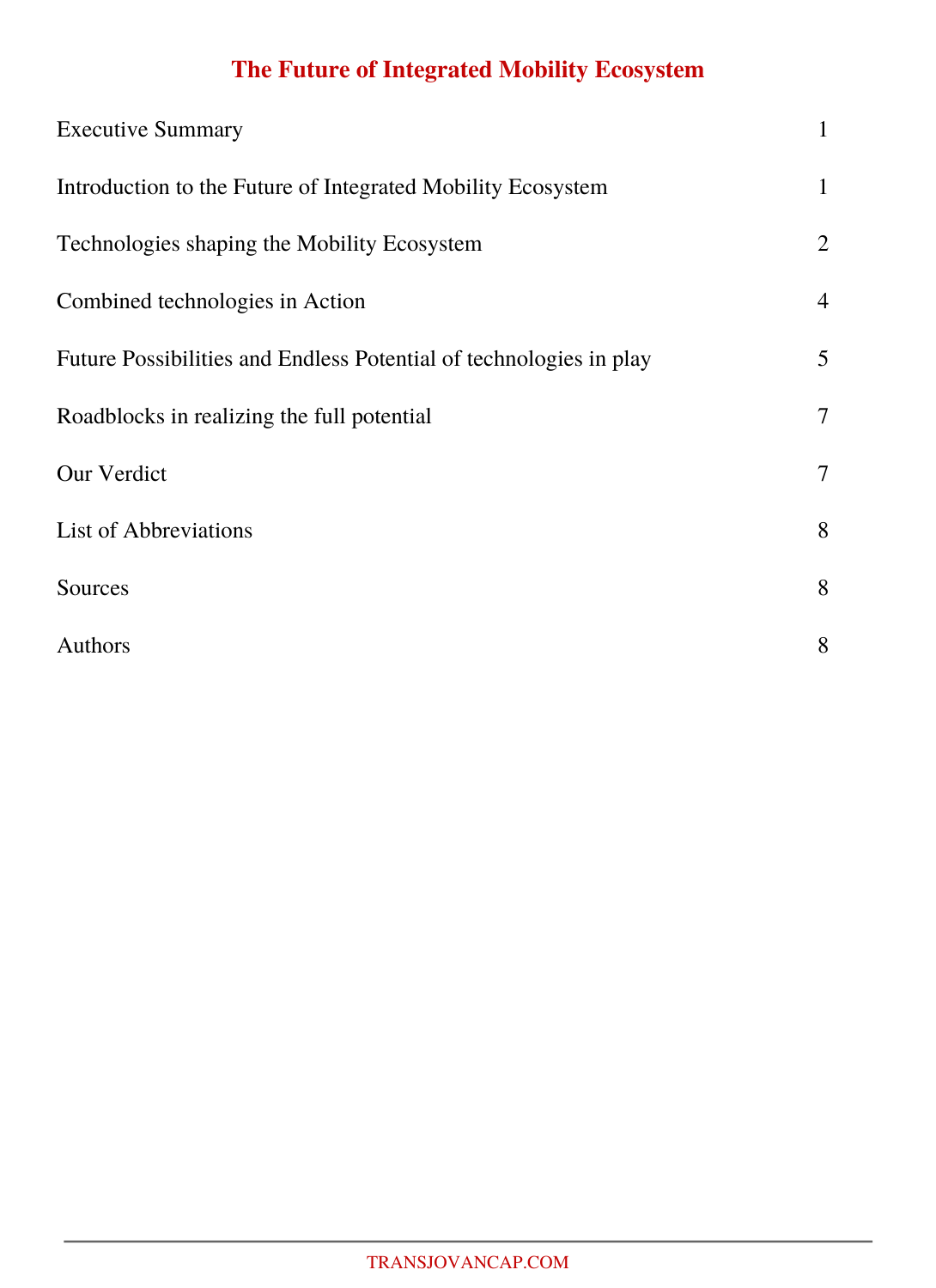# The Future of Integrated Mobility Ecosystem

| | |
|---|---|
| Executive Summary | 1 |
| Introduction to the Future of Integrated Mobility Ecosystem | 1 |
| Technologies shaping the Mobility Ecosystem | 2 |
| Combined technologies in Action | 4 |
| Future Possibilities and Endless Potential of technologies in play | 5 |
| Roadblocks in realizing the full potential | 7 |
| Our Verdict | 7 |
| List of Abbreviations | 8 |
| Sources | 8 |
| Authors | 8 |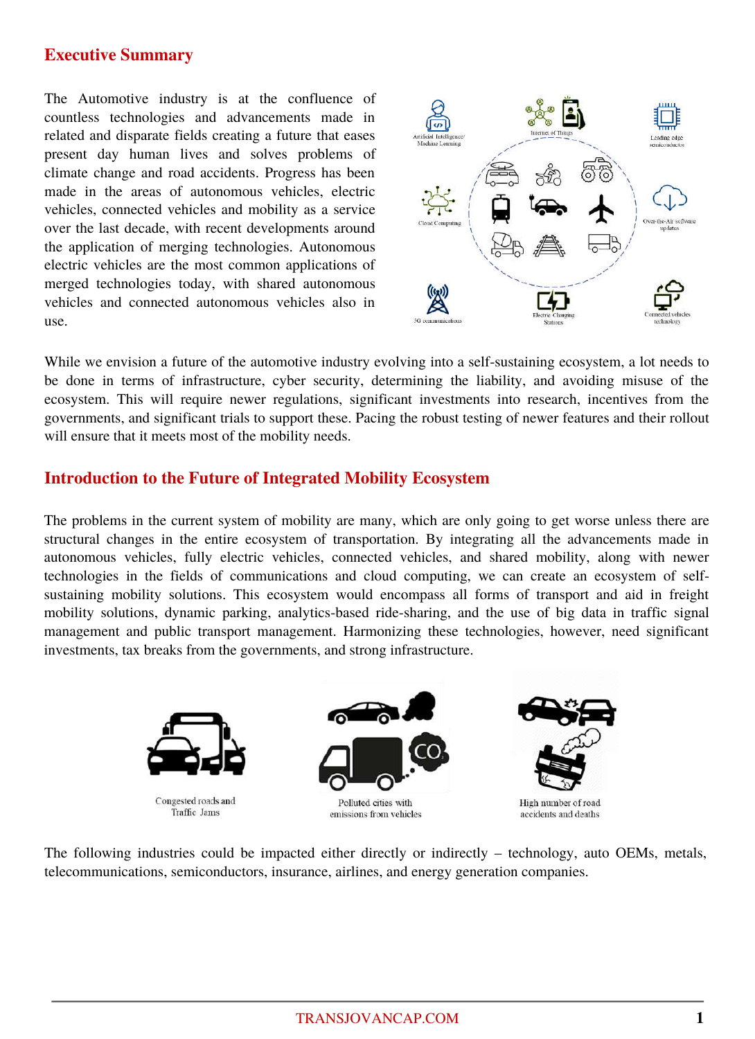## Executive Summary

The Automotive industry is at the confluence of countless technologies and advancements made in related and disparate fields creating a future that eases present day human lives and solves problems of climate change and road accidents. Progress has been made in the areas of autonomous vehicles, electric vehicles, connected vehicles and mobility as a service over the last decade, with recent developments around the application of merging technologies. Autonomous electric vehicles are the most common applications of merged technologies today, with shared autonomous vehicles and connected autonomous vehicles also in use.

Artificial Intelligence/ Machine Learning

Internet of Things

Leading edge semiconductor

Cloud Computing

Over-the-Air software updates

5G communications

Electric Charging Stations

Connected vehicles technology

While we envision a future of the automotive industry evolving into a self-sustaining ecosystem, a lot needs to be done in terms of infrastructure, cyber security, determining the liability, and avoiding misuse of the ecosystem. This will require newer regulations, significant investments into research, incentives from the governments, and significant trials to support these. Pacing the robust testing of newer features and their rollout will ensure that it meets most of the mobility needs.

## Introduction to the Future of Integrated Mobility Ecosystem

The problems in the current system of mobility are many, which are only going to get worse unless there are structural changes in the entire ecosystem of transportation. By integrating all the advancements made in autonomous vehicles, fully electric vehicles, connected vehicles, and shared mobility, along with newer technologies in the fields of communications and cloud computing, we can create an ecosystem of self-sustaining mobility solutions. This ecosystem would encompass all forms of transport and aid in freight mobility solutions, dynamic parking, analytics-based ride-sharing, and the use of big data in traffic signal management and public transport management. Harmonizing these technologies, however, need significant investments, tax breaks from the governments, and strong infrastructure.

Congested roads and Traffic Jams

Polluted cities with emissions from vehicles

High number of road accidents and deaths

The following industries could be impacted either directly or indirectly – technology, auto OEMs, metals, telecommunications, semiconductors, insurance, airlines, and energy generation companies.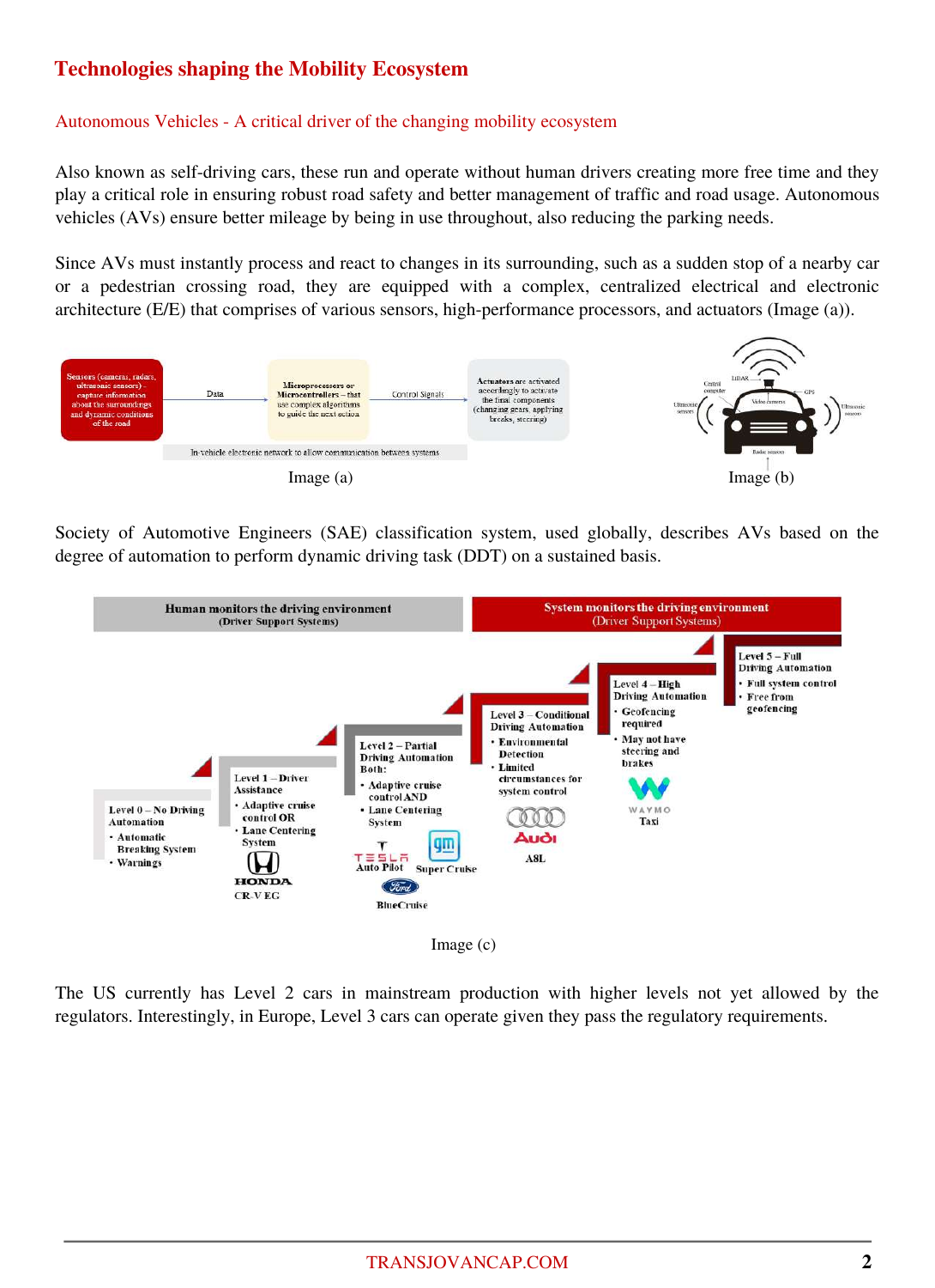# Technologies shaping the Mobility Ecosystem

## Autonomous Vehicles - A critical driver of the changing mobility ecosystem

Also known as self-driving cars, these run and operate without human drivers creating more free time and they play a critical role in ensuring robust road safety and better management of traffic and road usage. Autonomous vehicles (AVs) ensure better mileage by being in use throughout, also reducing the parking needs.

Since AVs must instantly process and react to changes in its surrounding, such as a sudden stop of a nearby car or a pedestrian crossing road, they are equipped with a complex, centralized electrical and electronic architecture (E/E) that comprises of various sensors, high-performance processors, and actuators (Image (a)).

Image (a)

Image (b)

Society of Automotive Engineers (SAE) classification system, used globally, describes AVs based on the degree of automation to perform dynamic driving task (DDT) on a sustained basis.

Image (c)

The US currently has Level 2 cars in mainstream production with higher levels not yet allowed by the regulators. Interestingly, in Europe, Level 3 cars can operate given they pass the regulatory requirements.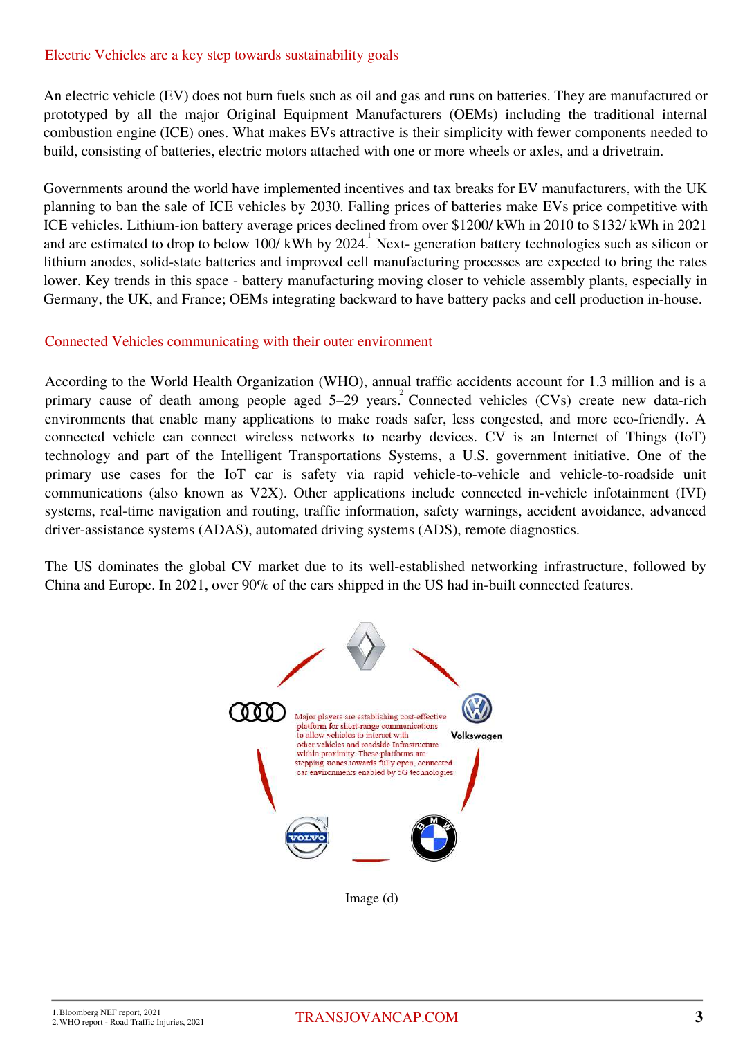## Electric Vehicles are a key step towards sustainability goals

An electric vehicle (EV) does not burn fuels such as oil and gas and runs on batteries. They are manufactured or prototyped by all the major Original Equipment Manufacturers (OEMs) including the traditional internal combustion engine (ICE) ones. What makes EVs attractive is their simplicity with fewer components needed to build, consisting of batteries, electric motors attached with one or more wheels or axles, and a drivetrain.

Governments around the world have implemented incentives and tax breaks for EV manufacturers, with the UK planning to ban the sale of ICE vehicles by 2030. Falling prices of batteries make EVs price competitive with ICE vehicles. Lithium-ion battery average prices declined from over $1200/ kWh in 2010 to $132/ kWh in 2021 and are estimated to drop to below 100/ kWh by 2024.[1] Next- generation battery technologies such as silicon or lithium anodes, solid-state batteries and improved cell manufacturing processes are expected to bring the rates lower. Key trends in this space - battery manufacturing moving closer to vehicle assembly plants, especially in Germany, the UK, and France; OEMs integrating backward to have battery packs and cell production in-house.

## Connected Vehicles communicating with their outer environment

According to the World Health Organization (WHO), annual traffic accidents account for 1.3 million and is a primary cause of death among people aged 5–29 years.[2] Connected vehicles (CVs) create new data-rich environments that enable many applications to make roads safer, less congested, and more eco-friendly. A connected vehicle can connect wireless networks to nearby devices. CV is an Internet of Things (IoT) technology and part of the Intelligent Transportations Systems, a U.S. government initiative. One of the primary use cases for the IoT car is safety via rapid vehicle-to-vehicle and vehicle-to-roadside unit communications (also known as V2X). Other applications include connected in-vehicle infotainment (IVI) systems, real-time navigation and routing, traffic information, safety warnings, accident avoidance, advanced driver-assistance systems (ADAS), automated driving systems (ADS), remote diagnostics.

The US dominates the global CV market due to its well-established networking infrastructure, followed by China and Europe. In 2021, over 90% of the cars shipped in the US had in-built connected features.

Major players are establishing cost-effective platform for short-range communications to allow vehicles to interact with other vehicles and roadside Infrastructure within proximity. These platforms are stepping stones towards fully open, connected car environments enabled by 5G technologies.

Image (d)

1. Bloomberg NEF report, 2021
2. WHO report - Road Traffic Injuries, 2021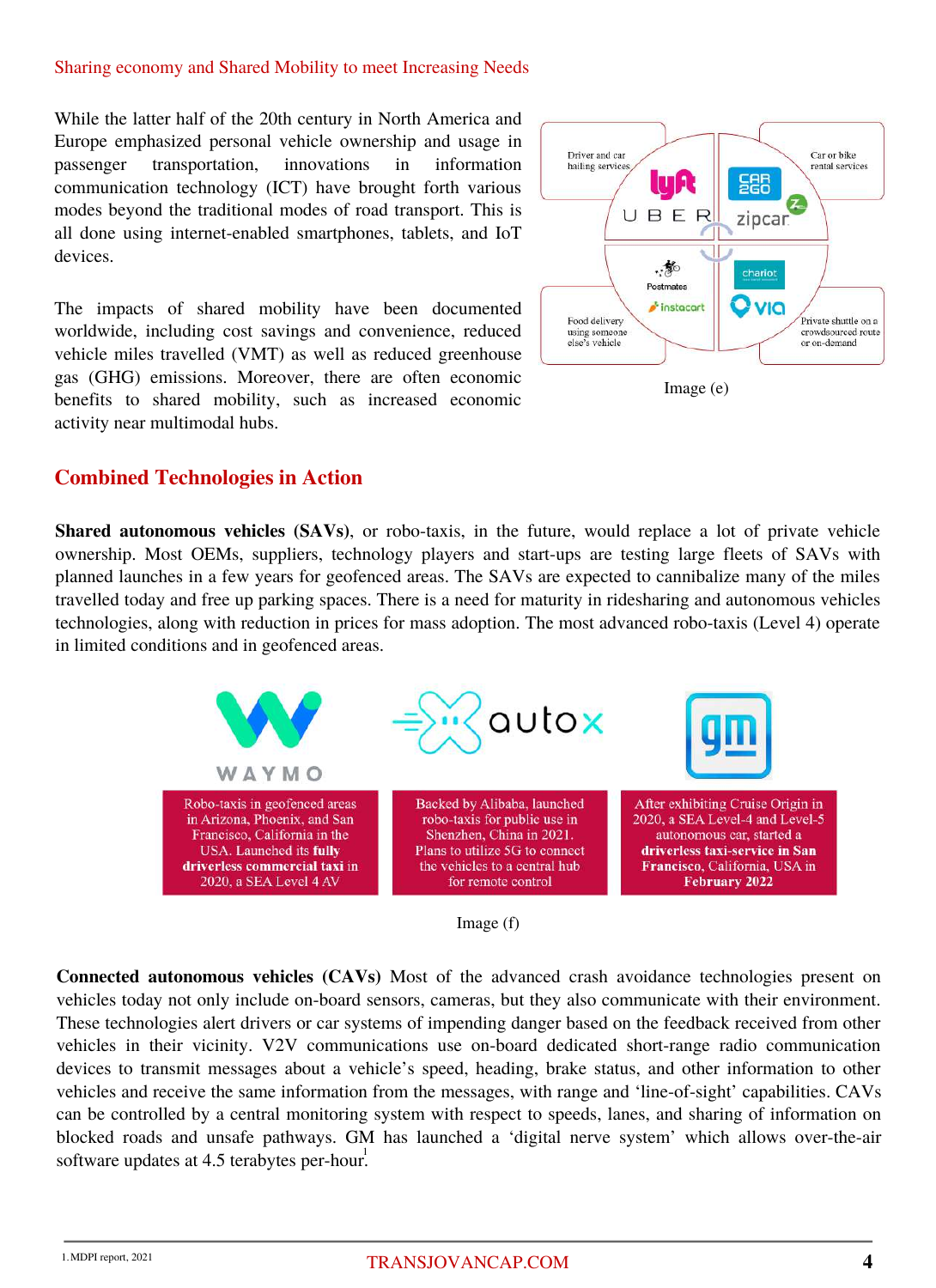Sharing economy and Shared Mobility to meet Increasing Needs

While the latter half of the 20th century in North America and Europe emphasized personal vehicle ownership and usage in passenger transportation, innovations in information communication technology (ICT) have brought forth various modes beyond the traditional modes of road transport. This is all done using internet-enabled smartphones, tablets, and IoT devices.

The impacts of shared mobility have been documented worldwide, including cost savings and convenience, reduced vehicle miles travelled (VMT) as well as reduced greenhouse gas (GHG) emissions. Moreover, there are often economic benefits to shared mobility, such as increased economic activity near multimodal hubs.

Driver and car hailing services

Car or bike rental services

Food delivery using someone else's vehicle

Private shuttle on a crowdsourced route or on-demand

Image (e)

## Combined Technologies in Action

**Shared autonomous vehicles (SAVs)**, or robo-taxis, in the future, would replace a lot of private vehicle ownership. Most OEMs, suppliers, technology players and start-ups are testing large fleets of SAVs with planned launches in a few years for geofenced areas. The SAVs are expected to cannibalize many of the miles travelled today and free up parking spaces. There is a need for maturity in ridesharing and autonomous vehicles technologies, along with reduction in prices for mass adoption. The most advanced robo-taxis (Level 4) operate in limited conditions and in geofenced areas.

WAYMO: Robo-taxis in geofenced areas in Arizona, Phoenix, and San Francisco, California in the USA. Launched its fully **driverless commercial taxi** in 2020, a SEA Level 4 AV

autox: Backed by Alibaba, launched robo-taxis for public use in Shenzhen, China in 2021. Plans to utilize 5G to connect the vehicles to a central hub for remote control

gm: After exhibiting Cruise Origin in 2020, a SEA Level-4 and Level-5 autonomous car, started a **driverless taxi-service in San Francisco, California, USA in February 2022**

Image (f)

**Connected autonomous vehicles (CAVs)** Most of the advanced crash avoidance technologies present on vehicles today not only include on-board sensors, cameras, but they also communicate with their environment. These technologies alert drivers or car systems of impending danger based on the feedback received from other vehicles in their vicinity. V2V communications use on-board dedicated short-range radio communication devices to transmit messages about a vehicle's speed, heading, brake status, and other information to other vehicles and receive the same information from the messages, with range and 'line-of-sight' capabilities. CAVs can be controlled by a central monitoring system with respect to speeds, lanes, and sharing of information on blocked roads and unsafe pathways. GM has launched a 'digital nerve system' which allows over-the-air software updates at 4.5 terabytes per-hour.[1]

1. MDPI report, 2021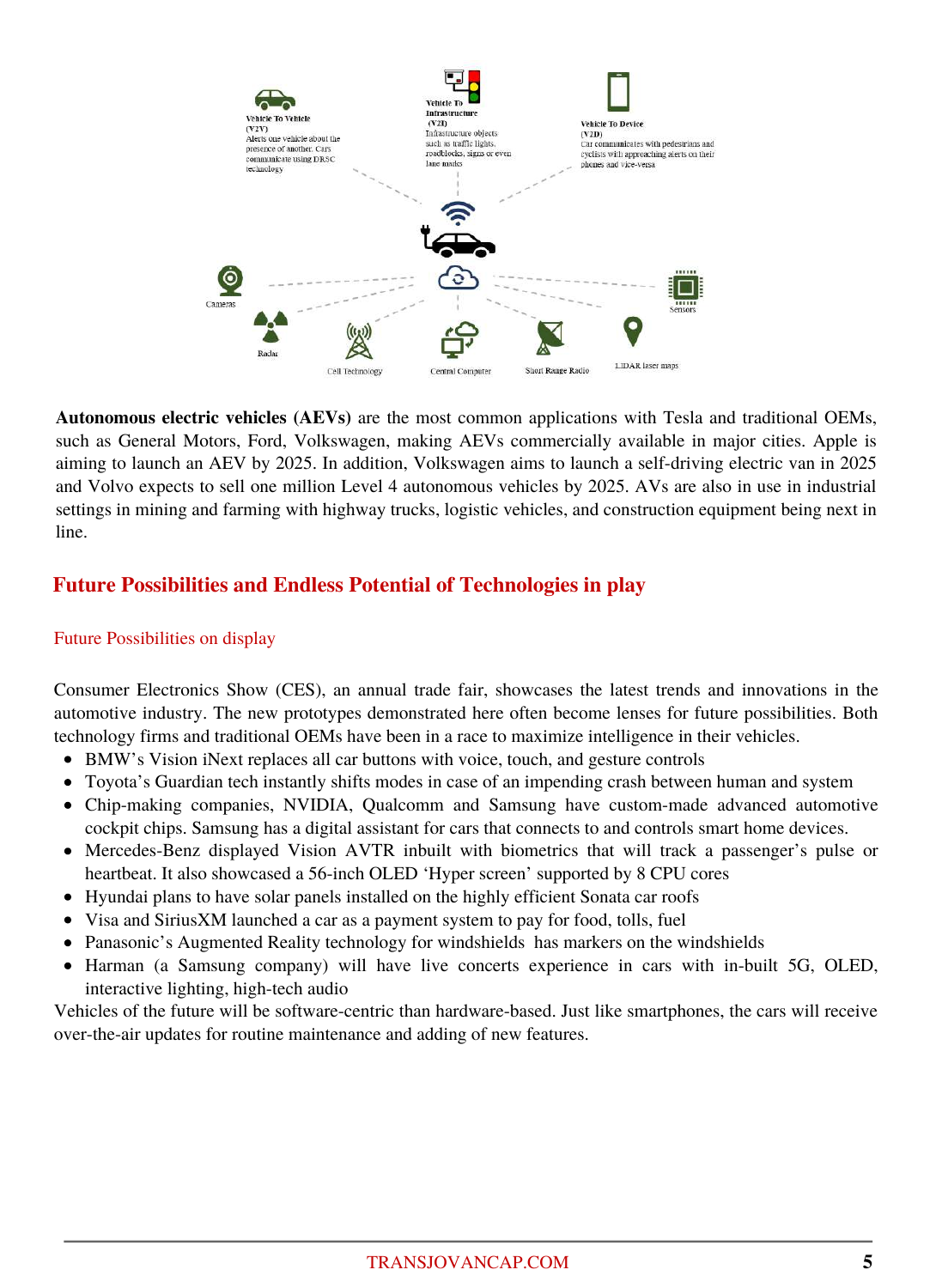**Autonomous electric vehicles (AEVs)** are the most common applications with Tesla and traditional OEMs, such as General Motors, Ford, Volkswagen, making AEVs commercially available in major cities. Apple is aiming to launch an AEV by 2025. In addition, Volkswagen aims to launch a self-driving electric van in 2025 and Volvo expects to sell one million Level 4 autonomous vehicles by 2025. AVs are also in use in industrial settings in mining and farming with highway trucks, logistic vehicles, and construction equipment being next in line.

## Future Possibilities and Endless Potential of Technologies in play

### Future Possibilities on display

Consumer Electronics Show (CES), an annual trade fair, showcases the latest trends and innovations in the automotive industry. The new prototypes demonstrated here often become lenses for future possibilities. Both technology firms and traditional OEMs have been in a race to maximize intelligence in their vehicles.

- BMW's Vision iNext replaces all car buttons with voice, touch, and gesture controls
- Toyota's Guardian tech instantly shifts modes in case of an impending crash between human and system
- Chip-making companies, NVIDIA, Qualcomm and Samsung have custom-made advanced automotive cockpit chips. Samsung has a digital assistant for cars that connects to and controls smart home devices.
- Mercedes-Benz displayed Vision AVTR inbuilt with biometrics that will track a passenger's pulse or heartbeat. It also showcased a 56-inch OLED 'Hyper screen' supported by 8 CPU cores
- Hyundai plans to have solar panels installed on the highly efficient Sonata car roofs
- Visa and SiriusXM launched a car as a payment system to pay for food, tolls, fuel
- Panasonic's Augmented Reality technology for windshields has markers on the windshields
- Harman (a Samsung company) will have live concerts experience in cars with in-built 5G, OLED, interactive lighting, high-tech audio

Vehicles of the future will be software-centric than hardware-based. Just like smartphones, the cars will receive over-the-air updates for routine maintenance and adding of new features.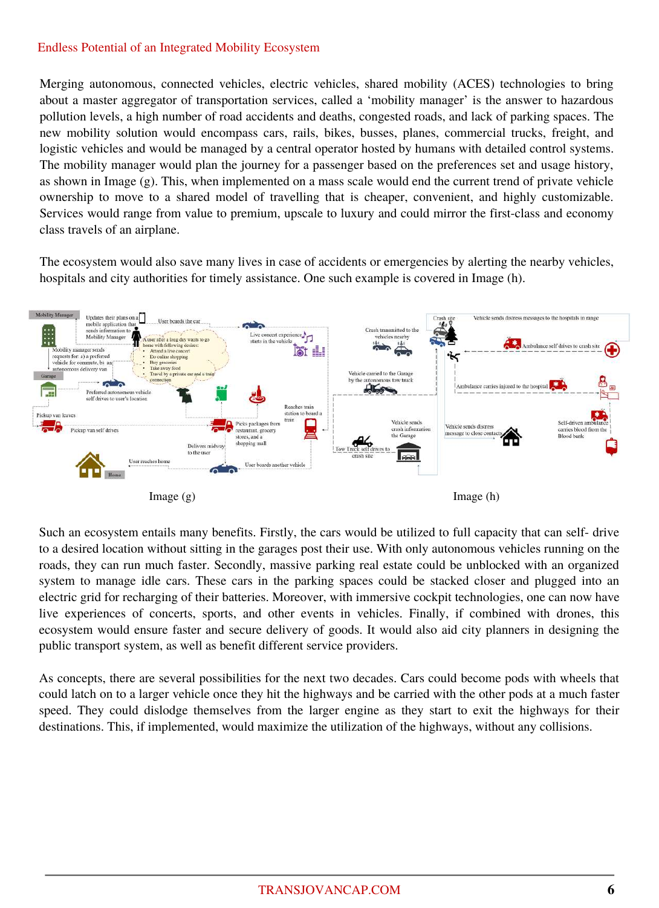## Endless Potential of an Integrated Mobility Ecosystem

Merging autonomous, connected vehicles, electric vehicles, shared mobility (ACES) technologies to bring about a master aggregator of transportation services, called a 'mobility manager' is the answer to hazardous pollution levels, a high number of road accidents and deaths, congested roads, and lack of parking spaces. The new mobility solution would encompass cars, rails, bikes, busses, planes, commercial trucks, freight, and logistic vehicles and would be managed by a central operator hosted by humans with detailed control systems. The mobility manager would plan the journey for a passenger based on the preferences set and usage history, as shown in Image (g). This, when implemented on a mass scale would end the current trend of private vehicle ownership to move to a shared model of travelling that is cheaper, convenient, and highly customizable. Services would range from value to premium, upscale to luxury and could mirror the first-class and economy class travels of an airplane.

The ecosystem would also save many lives in case of accidents or emergencies by alerting the nearby vehicles, hospitals and city authorities for timely assistance. One such example is covered in Image (h).

Image (g)

Image (h)

Such an ecosystem entails many benefits. Firstly, the cars would be utilized to full capacity that can self- drive to a desired location without sitting in the garages post their use. With only autonomous vehicles running on the roads, they can run much faster. Secondly, massive parking real estate could be unblocked with an organized system to manage idle cars. These cars in the parking spaces could be stacked closer and plugged into an electric grid for recharging of their batteries. Moreover, with immersive cockpit technologies, one can now have live experiences of concerts, sports, and other events in vehicles. Finally, if combined with drones, this ecosystem would ensure faster and secure delivery of goods. It would also aid city planners in designing the public transport system, as well as benefit different service providers.

As concepts, there are several possibilities for the next two decades. Cars could become pods with wheels that could latch on to a larger vehicle once they hit the highways and be carried with the other pods at a much faster speed. They could dislodge themselves from the larger engine as they start to exit the highways for their destinations. This, if implemented, would maximize the utilization of the highways, without any collisions.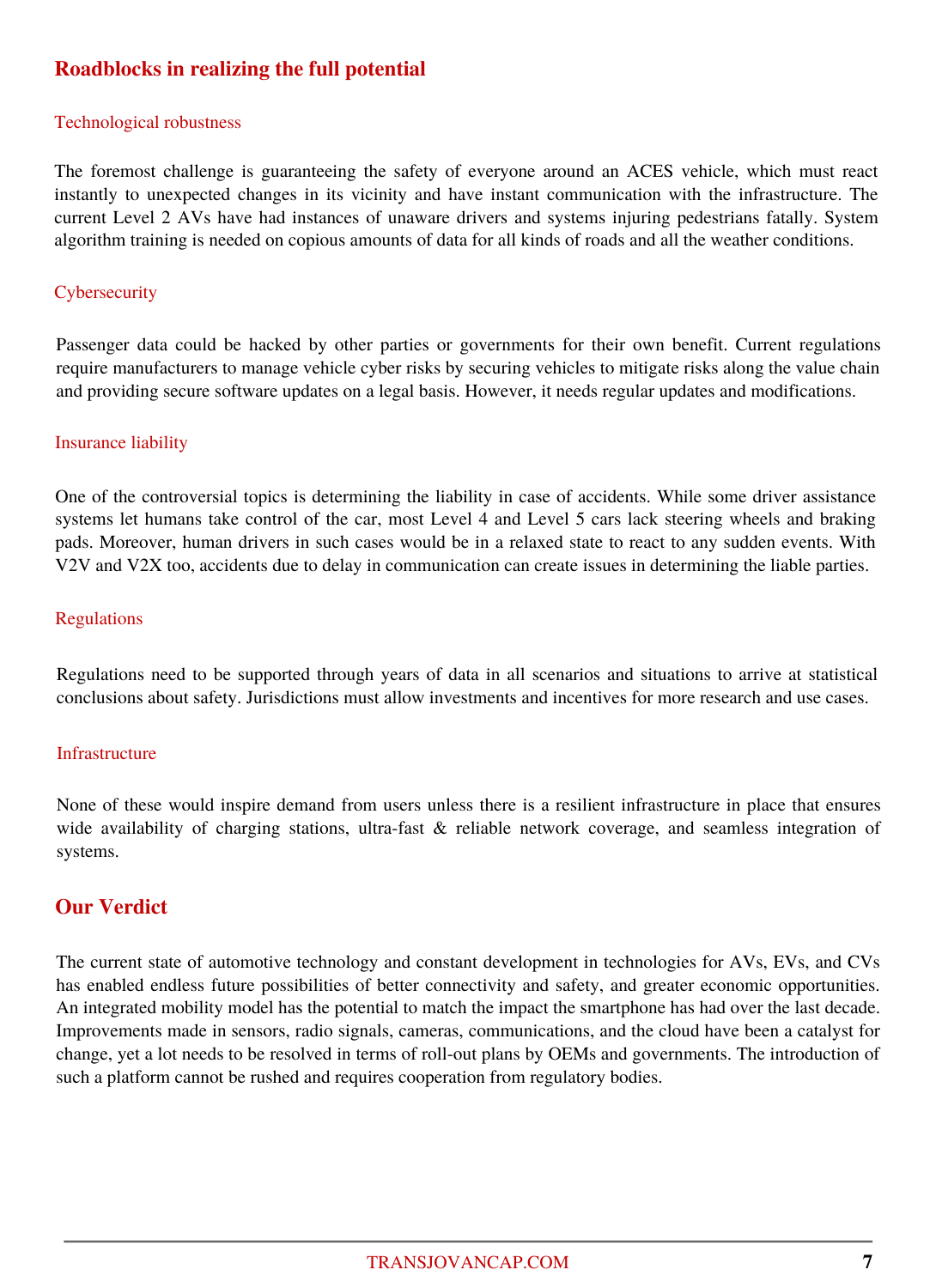## Roadblocks in realizing the full potential

### Technological robustness

The foremost challenge is guaranteeing the safety of everyone around an ACES vehicle, which must react instantly to unexpected changes in its vicinity and have instant communication with the infrastructure. The current Level 2 AVs have had instances of unaware drivers and systems injuring pedestrians fatally. System algorithm training is needed on copious amounts of data for all kinds of roads and all the weather conditions.

### Cybersecurity

Passenger data could be hacked by other parties or governments for their own benefit. Current regulations require manufacturers to manage vehicle cyber risks by securing vehicles to mitigate risks along the value chain and providing secure software updates on a legal basis. However, it needs regular updates and modifications.

### Insurance liability

One of the controversial topics is determining the liability in case of accidents. While some driver assistance systems let humans take control of the car, most Level 4 and Level 5 cars lack steering wheels and braking pads. Moreover, human drivers in such cases would be in a relaxed state to react to any sudden events. With V2V and V2X too, accidents due to delay in communication can create issues in determining the liable parties.

### Regulations

Regulations need to be supported through years of data in all scenarios and situations to arrive at statistical conclusions about safety. Jurisdictions must allow investments and incentives for more research and use cases.

### Infrastructure

None of these would inspire demand from users unless there is a resilient infrastructure in place that ensures wide availability of charging stations, ultra-fast & reliable network coverage, and seamless integration of systems.

## Our Verdict

The current state of automotive technology and constant development in technologies for AVs, EVs, and CVs has enabled endless future possibilities of better connectivity and safety, and greater economic opportunities. An integrated mobility model has the potential to match the impact the smartphone has had over the last decade. Improvements made in sensors, radio signals, cameras, communications, and the cloud have been a catalyst for change, yet a lot needs to be resolved in terms of roll-out plans by OEMs and governments. The introduction of such a platform cannot be rushed and requires cooperation from regulatory bodies.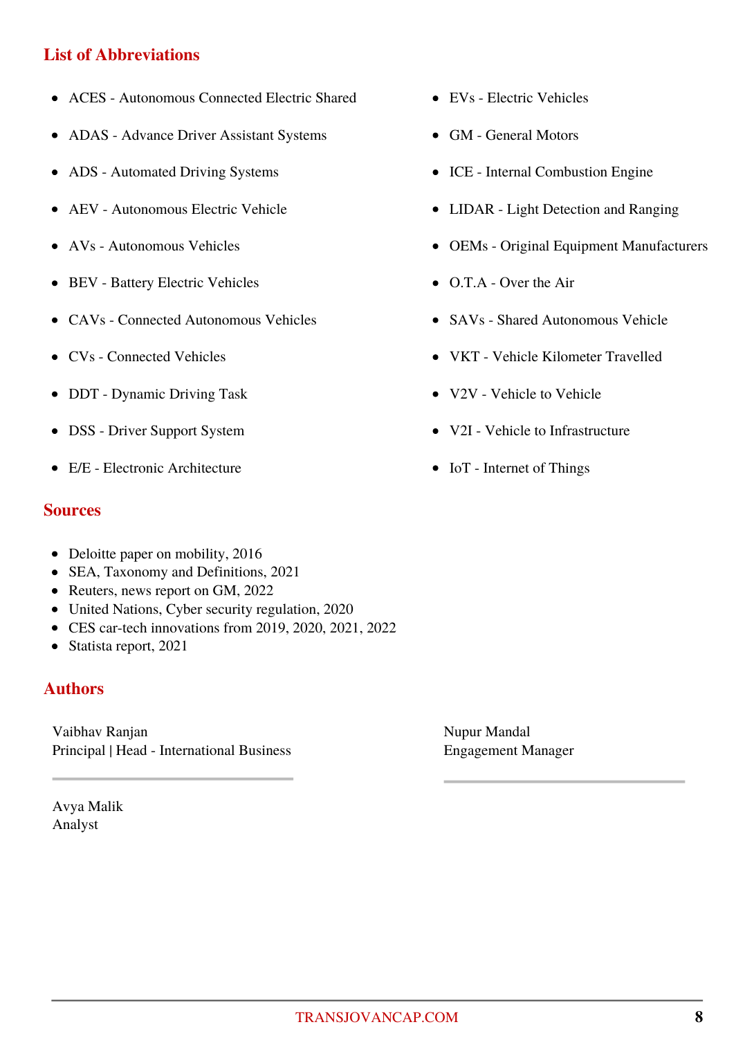## List of Abbreviations

- ACES - Autonomous Connected Electric Shared
- ADAS - Advance Driver Assistant Systems
- ADS - Automated Driving Systems
- AEV - Autonomous Electric Vehicle
- AVs - Autonomous Vehicles
- BEV - Battery Electric Vehicles
- CAVs - Connected Autonomous Vehicles
- CVs - Connected Vehicles
- DDT - Dynamic Driving Task
- DSS - Driver Support System
- E/E - Electronic Architecture
- EVs - Electric Vehicles
- GM - General Motors
- ICE - Internal Combustion Engine
- LIDAR - Light Detection and Ranging
- OEMs - Original Equipment Manufacturers
- O.T.A - Over the Air
- SAVs - Shared Autonomous Vehicle
- VKT - Vehicle Kilometer Travelled
- V2V - Vehicle to Vehicle
- V2I - Vehicle to Infrastructure
- IoT - Internet of Things

## Sources

- Deloitte paper on mobility, 2016
- SEA, Taxonomy and Definitions, 2021
- Reuters, news report on GM, 2022
- United Nations, Cyber security regulation, 2020
- CES car-tech innovations from 2019, 2020, 2021, 2022
- Statista report, 2021

## Authors

Vaibhav Ranjan
Principal | Head - International Business

Nupur Mandal
Engagement Manager

Avya Malik
Analyst